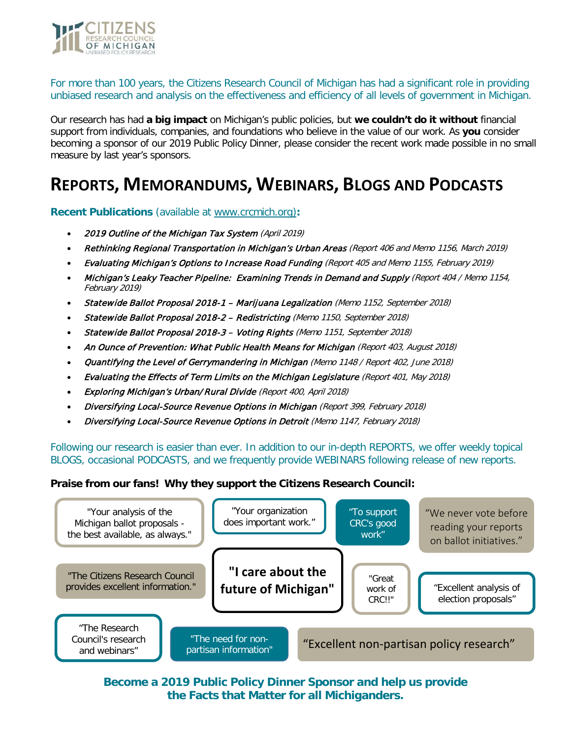CITIZENS RESEARCH COUNCIL OF MICHIGAN
UNBIASED POLICY RESEARCH

For more than 100 years, the Citizens Research Council of Michigan has had a significant role in providing unbiased research and analysis on the effectiveness and efficiency of all levels of government in Michigan.

Our research has had **a big impact** on Michigan's public policies, but **we couldn't do it without** financial support from individuals, companies, and foundations who believe in the value of our work. As **you** consider becoming a sponsor of our 2019 Public Policy Dinner, please consider the recent work made possible in no small measure by last year's sponsors.

# REPORTS, MEMORANDUMS, WEBINARS, BLOGS AND PODCASTS

**Recent Publications** (available at www.crcmich.org)**:**

- *2019 Outline of the Michigan Tax System (April 2019)*
- *Rethinking Regional Transportation in Michigan's Urban Areas (Report 406 and Memo 1156, March 2019)*
- *Evaluating Michigan's Options to Increase Road Funding (Report 405 and Memo 1155, February 2019)*
- *Michigan's Leaky Teacher Pipeline: Examining Trends in Demand and Supply (Report 404 / Memo 1154, February 2019)*
- *Statewide Ballot Proposal 2018-1 – Marijuana Legalization (Memo 1152, September 2018)*
- *Statewide Ballot Proposal 2018-2 – Redistricting (Memo 1150, September 2018)*
- *Statewide Ballot Proposal 2018-3 – Voting Rights (Memo 1151, September 2018)*
- *An Ounce of Prevention: What Public Health Means for Michigan (Report 403, August 2018)*
- *Quantifying the Level of Gerrymandering in Michigan (Memo 1148 / Report 402, June 2018)*
- *Evaluating the Effects of Term Limits on the Michigan Legislature (Report 401, May 2018)*
- *Exploring Michigan's Urban/Rural Divide (Report 400, April 2018)*
- *Diversifying Local-Source Revenue Options in Michigan (Report 399, February 2018)*
- *Diversifying Local-Source Revenue Options in Detroit (Memo 1147, February 2018)*

Following our research is easier than ever. In addition to our in-depth REPORTS, we offer weekly topical BLOGS, occasional PODCASTS, and we frequently provide WEBINARS following release of new reports.

**Praise from our fans! Why they support the Citizens Research Council:**

"Your analysis of the Michigan ballot proposals - the best available, as always."

"Your organization does important work."

"To support CRC's good work"

"We never vote before reading your reports on ballot initiatives."

"The Citizens Research Council provides excellent information."

"I care about the future of Michigan"

"Great work of CRC!!"

"Excellent analysis of election proposals"

"The Research Council's research and webinars"

"The need for non-partisan information"

"Excellent non-partisan policy research"

**Become a 2019 Public Policy Dinner Sponsor and help us provide the Facts that Matter for all Michiganders.**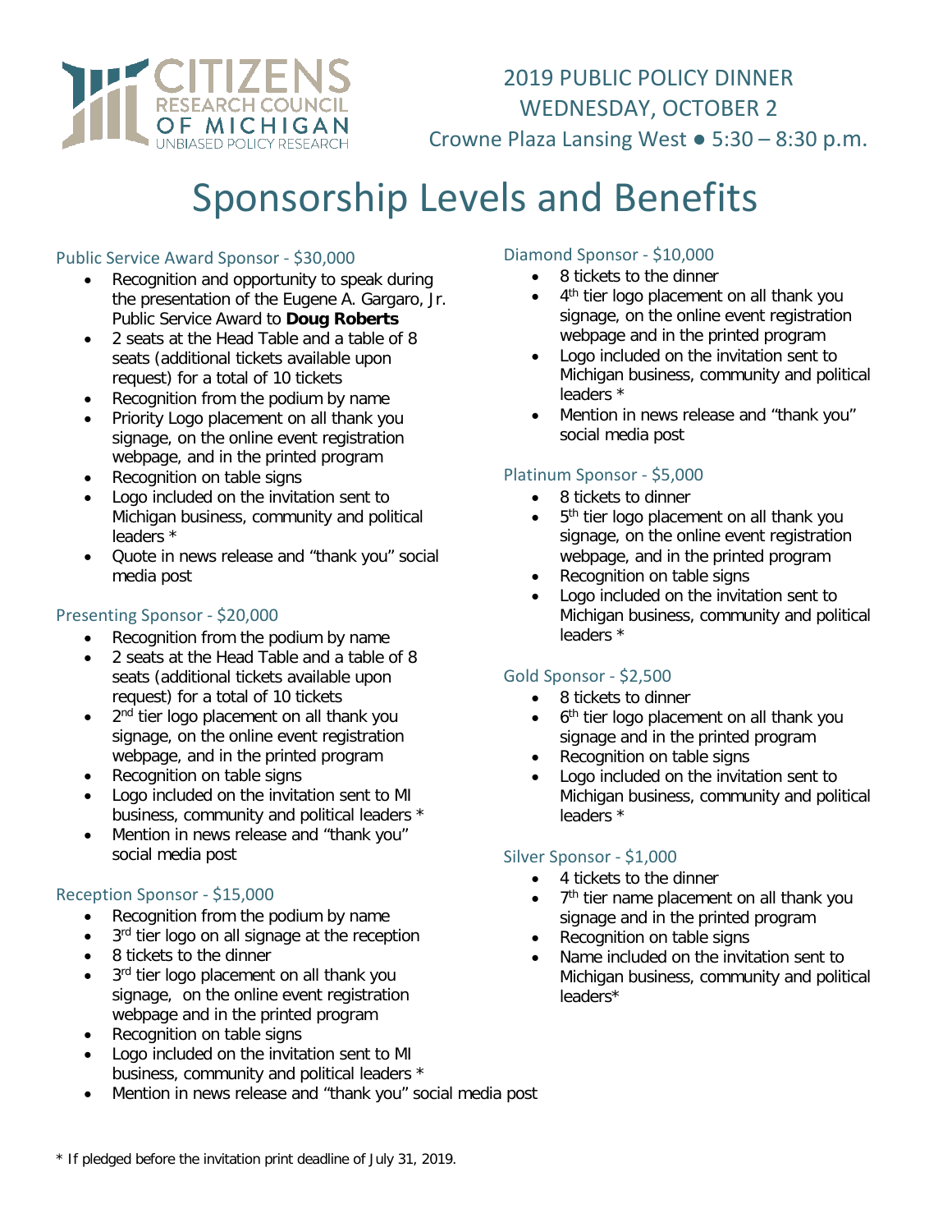CITIZENS RESEARCH COUNCIL OF MICHIGAN
UNBIASED POLICY RESEARCH

2019 PUBLIC POLICY DINNER
WEDNESDAY, OCTOBER 2
Crowne Plaza Lansing West ● 5:30 – 8:30 p.m.

# Sponsorship Levels and Benefits

### Public Service Award Sponsor - $30,000

- Recognition and opportunity to speak during the presentation of the Eugene A. Gargaro, Jr. Public Service Award to **Doug Roberts**
- 2 seats at the Head Table and a table of 8 seats (additional tickets available upon request) for a total of 10 tickets
- Recognition from the podium by name
- Priority Logo placement on all thank you signage, on the online event registration webpage, and in the printed program
- Recognition on table signs
- Logo included on the invitation sent to Michigan business, community and political leaders *
- Quote in news release and "thank you" social media post

### Presenting Sponsor - $20,000

- Recognition from the podium by name
- 2 seats at the Head Table and a table of 8 seats (additional tickets available upon request) for a total of 10 tickets
- 2nd tier logo placement on all thank you signage, on the online event registration webpage, and in the printed program
- Recognition on table signs
- Logo included on the invitation sent to MI business, community and political leaders *
- Mention in news release and "thank you" social media post

### Reception Sponsor - $15,000

- Recognition from the podium by name
- 3rd tier logo on all signage at the reception
- 8 tickets to the dinner
- 3rd tier logo placement on all thank you signage, on the online event registration webpage and in the printed program
- Recognition on table signs
- Logo included on the invitation sent to MI business, community and political leaders *
- Mention in news release and "thank you" social media post

### Diamond Sponsor - $10,000

- 8 tickets to the dinner
- 4th tier logo placement on all thank you signage, on the online event registration webpage and in the printed program
- Logo included on the invitation sent to Michigan business, community and political leaders *
- Mention in news release and "thank you" social media post

### Platinum Sponsor - $5,000

- 8 tickets to dinner
- 5th tier logo placement on all thank you signage, on the online event registration webpage, and in the printed program
- Recognition on table signs
- Logo included on the invitation sent to Michigan business, community and political leaders *

### Gold Sponsor - $2,500

- 8 tickets to dinner
- 6th tier logo placement on all thank you signage and in the printed program
- Recognition on table signs
- Logo included on the invitation sent to Michigan business, community and political leaders *

### Silver Sponsor - $1,000

- 4 tickets to the dinner
- 7th tier name placement on all thank you signage and in the printed program
- Recognition on table signs
- Name included on the invitation sent to Michigan business, community and political leaders*

* If pledged before the invitation print deadline of July 31, 2019.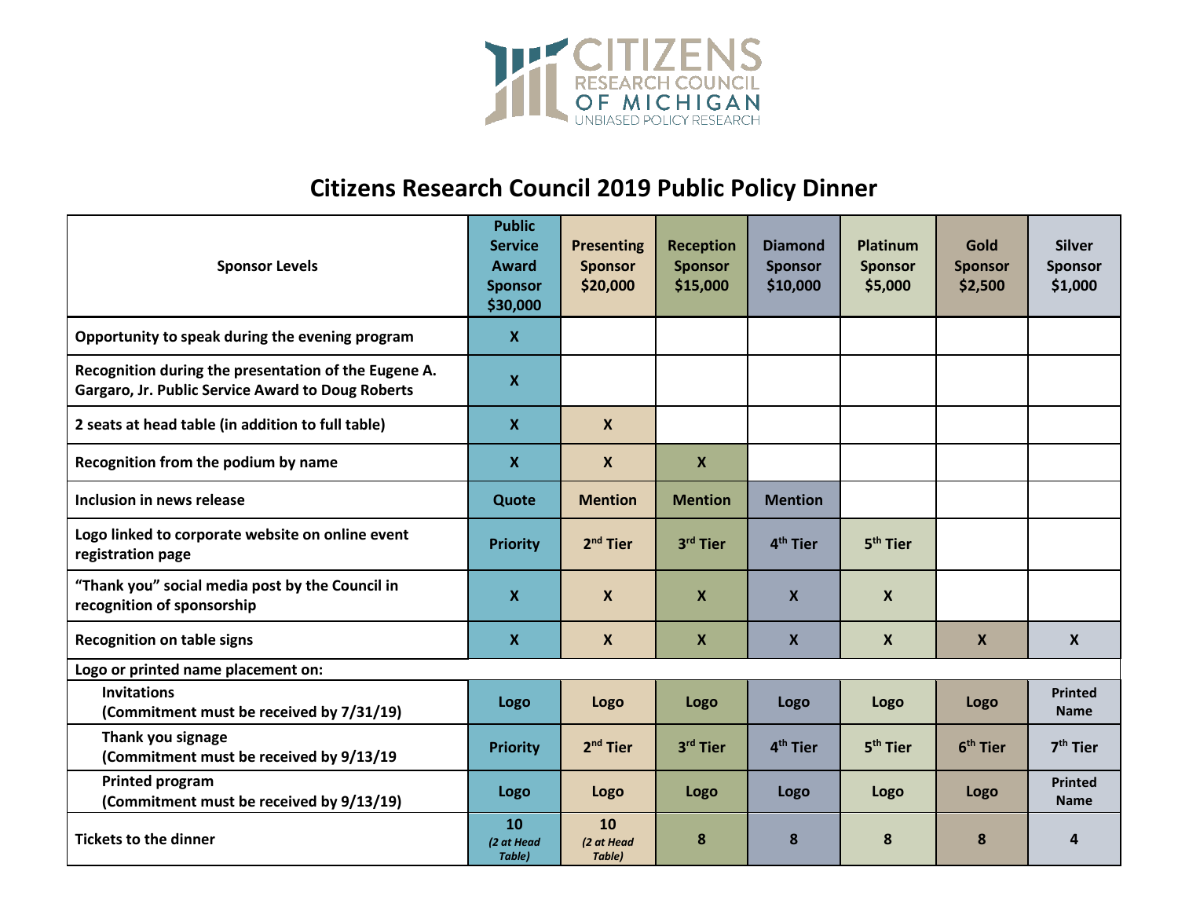# Citizens Research Council 2019 Public Policy Dinner

| Sponsor Levels | Public Service Award Sponsor $30,000 | Presenting Sponsor $20,000 | Reception Sponsor $15,000 | Diamond Sponsor $10,000 | Platinum Sponsor $5,000 | Gold Sponsor $2,500 | Silver Sponsor $1,000 |
|---|---|---|---|---|---|---|---|
| Opportunity to speak during the evening program | X | | | | | | |
| Recognition during the presentation of the Eugene A. Gargaro, Jr. Public Service Award to Doug Roberts | X | | | | | | |
| 2 seats at head table (in addition to full table) | X | X | | | | | |
| Recognition from the podium by name | X | X | X | | | | |
| Inclusion in news release | Quote | Mention | Mention | Mention | | | |
| Logo linked to corporate website on online event registration page | Priority | 2nd Tier | 3rd Tier | 4th Tier | 5th Tier | | |
| "Thank you" social media post by the Council in recognition of sponsorship | X | X | X | X | X | | |
| Recognition on table signs | X | X | X | X | X | X | X |
| **Logo or printed name placement on:** | | | | | | | |
| Invitations (Commitment must be received by 7/31/19) | Logo | Logo | Logo | Logo | Logo | Logo | Printed Name |
| Thank you signage (Commitment must be received by 9/13/19 | Priority | 2nd Tier | 3rd Tier | 4th Tier | 5th Tier | 6th Tier | 7th Tier |
| Printed program (Commitment must be received by 9/13/19) | Logo | Logo | Logo | Logo | Logo | Logo | Printed Name |
| Tickets to the dinner | 10 *(2 at Head Table)* | 10 *(2 at Head Table)* | 8 | 8 | 8 | 8 | 4 |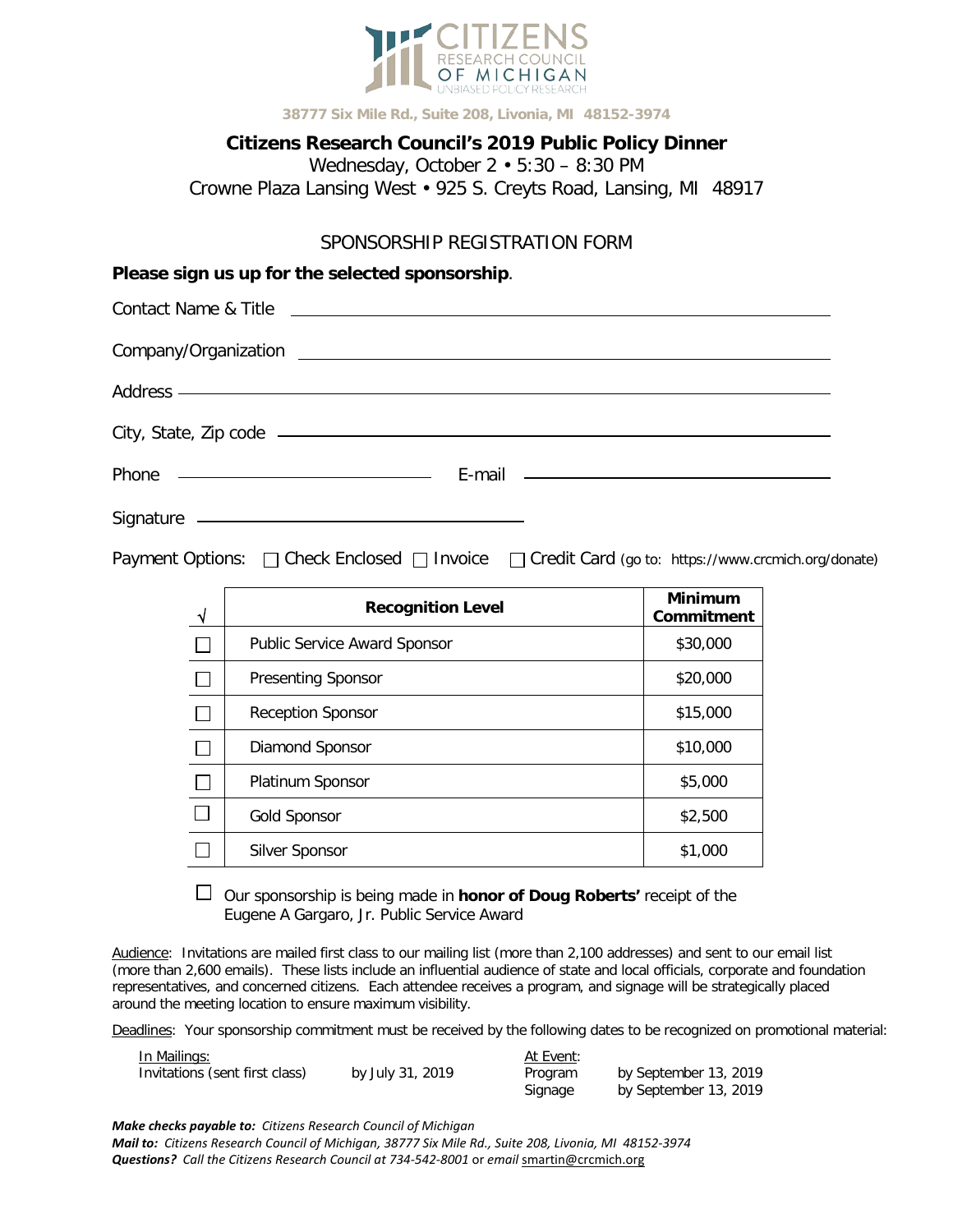CITIZENS RESEARCH COUNCIL OF MICHIGAN
UNBIASED POLICY RESEARCH

38777 Six Mile Rd., Suite 208, Livonia, MI 48152-3974

## Citizens Research Council's 2019 Public Policy Dinner

Wednesday, October 2 • 5:30 – 8:30 PM
Crowne Plaza Lansing West • 925 S. Creyts Road, Lansing, MI 48917

### SPONSORSHIP REGISTRATION FORM

**Please sign up for the selected sponsorship**.

Contact Name & Title ______________________________

Company/Organization ______________________________

Address ______________________________

City, State, Zip code ______________________________

Phone ______________________ E-mail ______________________

Signature ______________________________

Payment Options: ☐ Check Enclosed ☐ Invoice ☐ Credit Card (go to: https://www.crcmich.org/donate)

| √ | Recognition Level | Minimum Commitment |
|---|---|---|
| ☐ | Public Service Award Sponsor | $30,000 |
| ☐ | Presenting Sponsor | $20,000 |
| ☐ | Reception Sponsor | $15,000 |
| ☐ | Diamond Sponsor | $10,000 |
| ☐ | Platinum Sponsor | $5,000 |
| ☐ | Gold Sponsor | $2,500 |
| ☐ | Silver Sponsor | $1,000 |

☐ Our sponsorship is being made in **honor of Doug Roberts'** receipt of the Eugene A Gargaro, Jr. Public Service Award

Audience: Invitations are mailed first class to our mailing list (more than 2,100 addresses) and sent to our email list (more than 2,600 emails). These lists include an influential audience of state and local officials, corporate and foundation representatives, and concerned citizens. Each attendee receives a program, and signage will be strategically placed around the meeting location to ensure maximum visibility.

Deadlines: Your sponsorship commitment must be received by the following dates to be recognized on promotional material:

| In Mailings: | | At Event: | |
|---|---|---|---|
| Invitations (sent first class) | by July 31, 2019 | Program | by September 13, 2019 |
| | | Signage | by September 13, 2019 |

***Make checks payable to:*** *Citizens Research Council of Michigan*
***Mail to:*** *Citizens Research Council of Michigan, 38777 Six Mile Rd., Suite 208, Livonia, MI 48152-3974*
***Questions?*** *Call the Citizens Research Council at 734-542-8001* or *email* smartin@crcmich.org